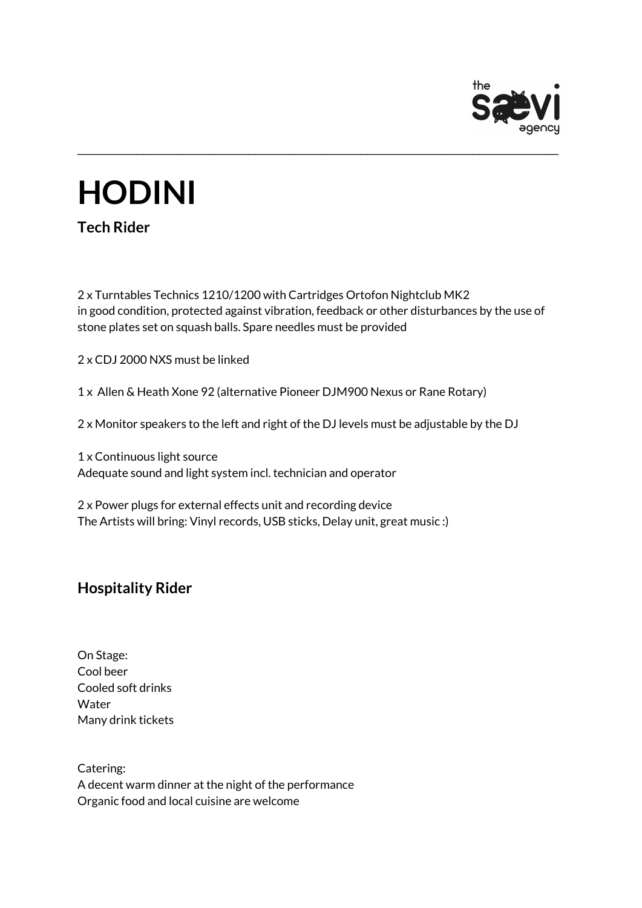# HODINI

## Tech Rider

2 x Turntables Technics 1210/1200 with Cartridges Ortofon Nightclub MK2
in good condition, protected against vibration, feedback or other disturbances by the use of stone plates set on squash balls. Spare needles must be provided

2 x CDJ 2000 NXS must be linked

1 x Allen & Heath Xone 92 (alternative Pioneer DJM900 Nexus or Rane Rotary)

2 x Monitor speakers to the left and right of the DJ levels must be adjustable by the DJ

1 x Continuous light source
Adequate sound and light system incl. technician and operator

2 x Power plugs for external effects unit and recording device
The Artists will bring: Vinyl records, USB sticks, Delay unit, great music :)

## Hospitality Rider

On Stage:
Cool beer
Cooled soft drinks
Water
Many drink tickets

Catering:
A decent warm dinner at the night of the performance
Organic food and local cuisine are welcome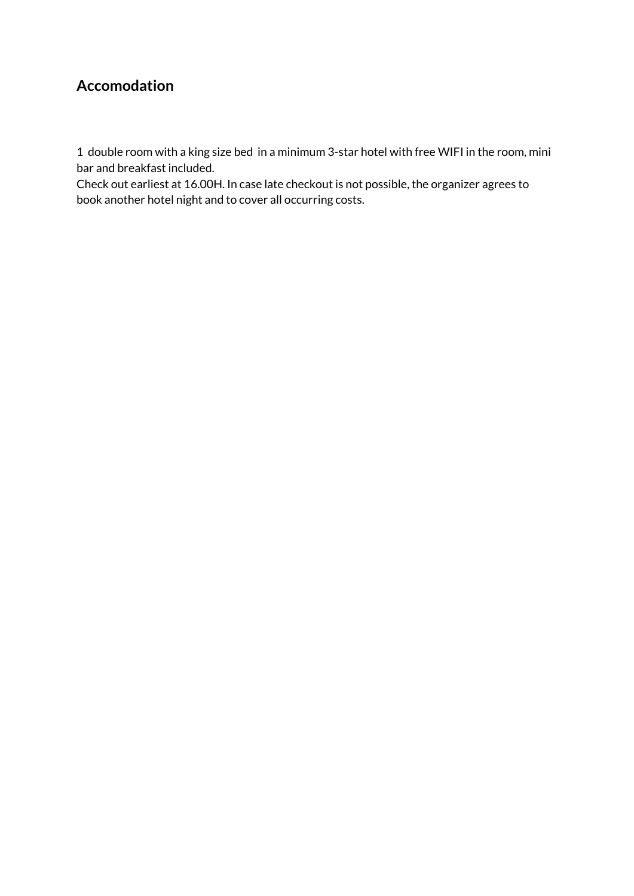## Accomodation

1 double room with a king size bed in a minimum 3-star hotel with free WIFI in the room, mini bar and breakfast included.
Check out earliest at 16.00H. In case late checkout is not possible, the organizer agrees to book another hotel night and to cover all occurring costs.